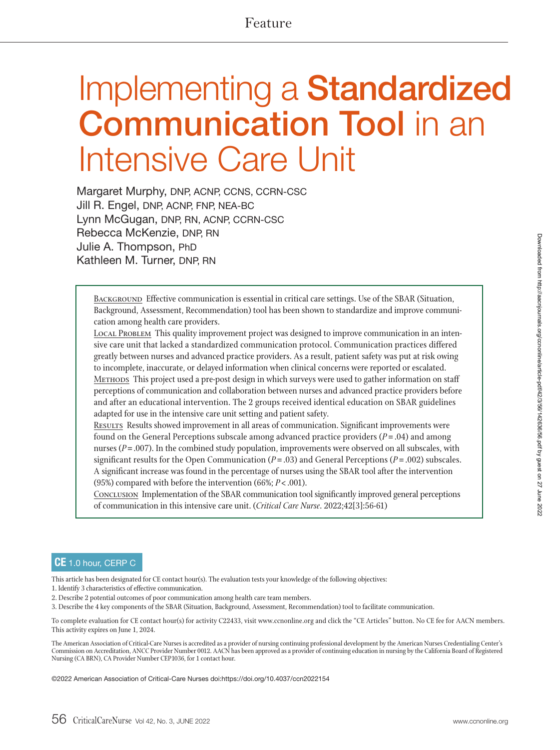Feature

# Implementing a **Standardized Communication Tool** in an Intensive Care Unit

Margaret Murphy, DNP, ACNP, CCNS, CCRN-CSC
Jill R. Engel, DNP, ACNP, FNP, NEA-BC
Lynn McGugan, DNP, RN, ACNP, CCRN-CSC
Rebecca McKenzie, DNP, RN
Julie A. Thompson, PhD
Kathleen M. Turner, DNP, RN

BACKGROUND Effective communication is essential in critical care settings. Use of the SBAR (Situation, Background, Assessment, Recommendation) tool has been shown to standardize and improve communication among health care providers.

LOCAL PROBLEM This quality improvement project was designed to improve communication in an intensive care unit that lacked a standardized communication protocol. Communication practices differed greatly between nurses and advanced practice providers. As a result, patient safety was put at risk owing to incomplete, inaccurate, or delayed information when clinical concerns were reported or escalated.

METHODS This project used a pre-post design in which surveys were used to gather information on staff perceptions of communication and collaboration between nurses and advanced practice providers before and after an educational intervention. The 2 groups received identical education on SBAR guidelines adapted for use in the intensive care unit setting and patient safety.

RESULTS Results showed improvement in all areas of communication. Significant improvements were found on the General Perceptions subscale among advanced practice providers ($P = .04$) and among nurses ($P = .007$). In the combined study population, improvements were observed on all subscales, with significant results for the Open Communication ($P = .03$) and General Perceptions ($P = .002$) subscales. A significant increase was found in the percentage of nurses using the SBAR tool after the intervention (95%) compared with before the intervention (66%; $P < .001$).

CONCLUSION Implementation of the SBAR communication tool significantly improved general perceptions of communication in this intensive care unit. (*Critical Care Nurse*. 2022;42[3]:56-61)

**CE** 1.0 hour, CERP C

This article has been designated for CE contact hour(s). The evaluation tests your knowledge of the following objectives:

1. Identify 3 characteristics of effective communication.
2. Describe 2 potential outcomes of poor communication among health care team members.
3. Describe the 4 key components of the SBAR (Situation, Background, Assessment, Recommendation) tool to facilitate communication.

To complete evaluation for CE contact hour(s) for activity C22433, visit www.ccnonline.org and click the "CE Articles" button. No CE fee for AACN members. This activity expires on June 1, 2024.

The American Association of Critical-Care Nurses is accredited as a provider of nursing continuing professional development by the American Nurses Credentialing Center's Commission on Accreditation, ANCC Provider Number 0012. AACN has been approved as a provider of continuing education in nursing by the California Board of Registered Nursing (CA BRN), CA Provider Number CEP1036, for 1 contact hour.

©2022 American Association of Critical-Care Nurses doi:https://doi.org/10.4037/ccn2022154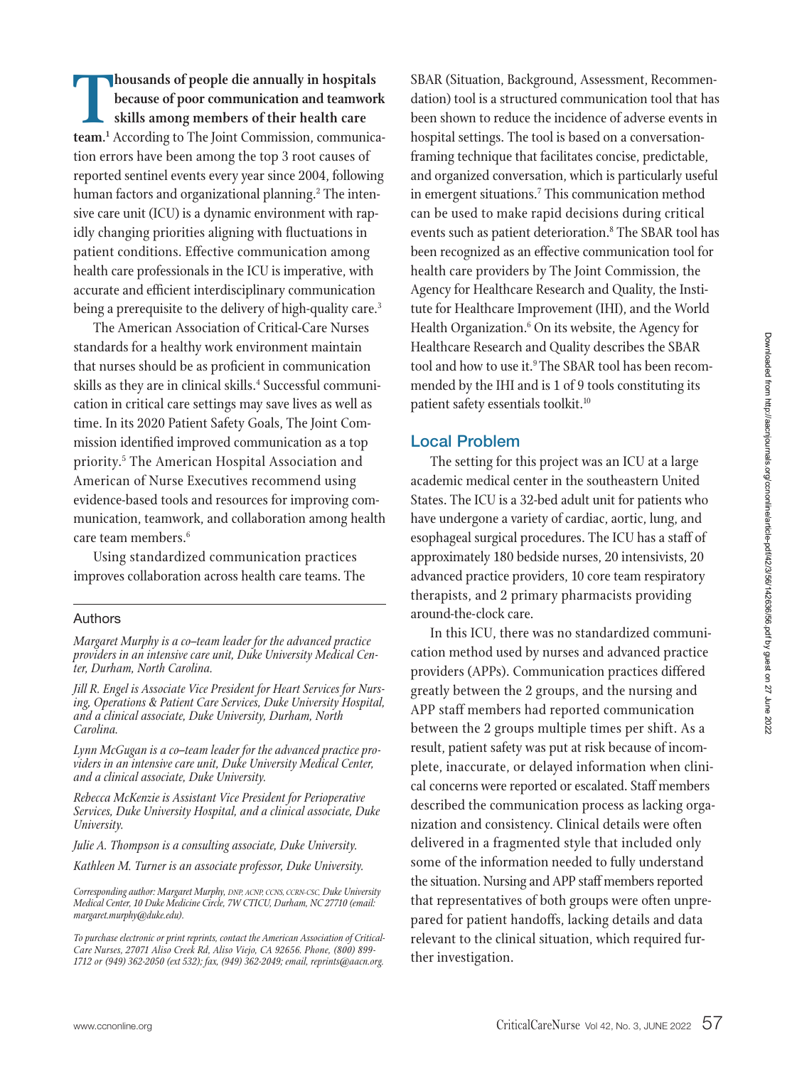**Thousands of people die annually in hospitals because of poor communication and teamwork skills among members of their health care team.**[1] According to The Joint Commission, communication errors have been among the top 3 root causes of reported sentinel events every year since 2004, following human factors and organizational planning.[2] The intensive care unit (ICU) is a dynamic environment with rapidly changing priorities aligning with fluctuations in patient conditions. Effective communication among health care professionals in the ICU is imperative, with accurate and efficient interdisciplinary communication being a prerequisite to the delivery of high-quality care.[3]

The American Association of Critical-Care Nurses standards for a healthy work environment maintain that nurses should be as proficient in communication skills as they are in clinical skills.[4] Successful communication in critical care settings may save lives as well as time. In its 2020 Patient Safety Goals, The Joint Commission identified improved communication as a top priority.[5] The American Hospital Association and American of Nurse Executives recommend using evidence-based tools and resources for improving communication, teamwork, and collaboration among health care team members.[6]

Using standardized communication practices improves collaboration across health care teams. The SBAR (Situation, Background, Assessment, Recommendation) tool is a structured communication tool that has been shown to reduce the incidence of adverse events in hospital settings. The tool is based on a conversation-framing technique that facilitates concise, predictable, and organized conversation, which is particularly useful in emergent situations.[7] This communication method can be used to make rapid decisions during critical events such as patient deterioration.[8] The SBAR tool has been recognized as an effective communication tool for health care providers by The Joint Commission, the Agency for Healthcare Research and Quality, the Institute for Healthcare Improvement (IHI), and the World Health Organization.[6] On its website, the Agency for Healthcare Research and Quality describes the SBAR tool and how to use it.[9] The SBAR tool has been recommended by the IHI and is 1 of 9 tools constituting its patient safety essentials toolkit.[10]

## Local Problem

The setting for this project was an ICU at a large academic medical center in the southeastern United States. The ICU is a 32-bed adult unit for patients who have undergone a variety of cardiac, aortic, lung, and esophageal surgical procedures. The ICU has a staff of approximately 180 bedside nurses, 20 intensivists, 20 advanced practice providers, 10 core team respiratory therapists, and 2 primary pharmacists providing around-the-clock care.

In this ICU, there was no standardized communication method used by nurses and advanced practice providers (APPs). Communication practices differed greatly between the 2 groups, and the nursing and APP staff members had reported communication between the 2 groups multiple times per shift. As a result, patient safety was put at risk because of incomplete, inaccurate, or delayed information when clinical concerns were reported or escalated. Staff members described the communication process as lacking organization and consistency. Clinical details were often delivered in a fragmented style that included only some of the information needed to fully understand the situation. Nursing and APP staff members reported that representatives of both groups were often unprepared for patient handoffs, lacking details and data relevant to the clinical situation, which required further investigation.

### Authors

*Margaret Murphy is a co–team leader for the advanced practice providers in an intensive care unit, Duke University Medical Center, Durham, North Carolina.*

*Jill R. Engel is Associate Vice President for Heart Services for Nursing, Operations & Patient Care Services, Duke University Hospital, and a clinical associate, Duke University, Durham, North Carolina.*

*Lynn McGugan is a co–team leader for the advanced practice providers in an intensive care unit, Duke University Medical Center, and a clinical associate, Duke University.*

*Rebecca McKenzie is Assistant Vice President for Perioperative Services, Duke University Hospital, and a clinical associate, Duke University.*

*Julie A. Thompson is a consulting associate, Duke University.*

*Kathleen M. Turner is an associate professor, Duke University.*

*Corresponding author: Margaret Murphy, DNP, ACNP, CCNS, CCRN-CSC, Duke University Medical Center, 10 Duke Medicine Circle, 7W CTICU, Durham, NC 27710 (email: margaret.murphy@duke.edu).*

*To purchase electronic or print reprints, contact the American Association of Critical-Care Nurses, 27071 Aliso Creek Rd, Aliso Viejo, CA 92656. Phone, (800) 899-1712 or (949) 362-2050 (ext 532); fax, (949) 362-2049; email, reprints@aacn.org.*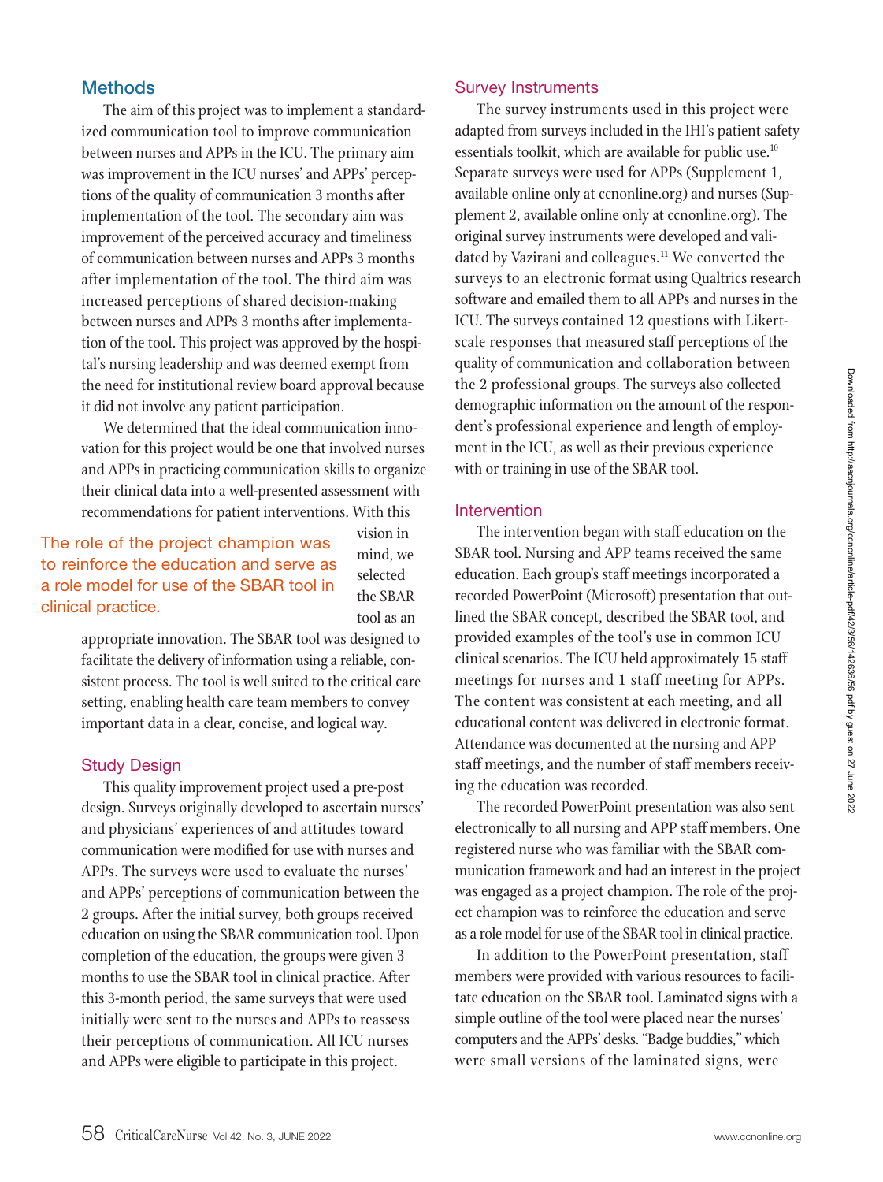## Methods

The aim of this project was to implement a standardized communication tool to improve communication between nurses and APPs in the ICU. The primary aim was improvement in the ICU nurses' and APPs' perceptions of the quality of communication 3 months after implementation of the tool. The secondary aim was improvement of the perceived accuracy and timeliness of communication between nurses and APPs 3 months after implementation of the tool. The third aim was increased perceptions of shared decision-making between nurses and APPs 3 months after implementation of the tool. This project was approved by the hospital's nursing leadership and was deemed exempt from the need for institutional review board approval because it did not involve any patient participation.

We determined that the ideal communication innovation for this project would be one that involved nurses and APPs in practicing communication skills to organize their clinical data into a well-presented assessment with recommendations for patient interventions. With this vision in mind, we selected the SBAR tool as an appropriate innovation. The SBAR tool was designed to facilitate the delivery of information using a reliable, consistent process. The tool is well suited to the critical care setting, enabling health care team members to convey important data in a clear, concise, and logical way.

> The role of the project champion was to reinforce the education and serve as a role model for use of the SBAR tool in clinical practice.

### Study Design

This quality improvement project used a pre-post design. Surveys originally developed to ascertain nurses' and physicians' experiences of and attitudes toward communication were modified for use with nurses and APPs. The surveys were used to evaluate the nurses' and APPs' perceptions of communication between the 2 groups. After the initial survey, both groups received education on using the SBAR communication tool. Upon completion of the education, the groups were given 3 months to use the SBAR tool in clinical practice. After this 3-month period, the same surveys that were used initially were sent to the nurses and APPs to reassess their perceptions of communication. All ICU nurses and APPs were eligible to participate in this project.

### Survey Instruments

The survey instruments used in this project were adapted from surveys included in the IHI's patient safety essentials toolkit, which are available for public use.[10] Separate surveys were used for APPs (Supplement 1, available online only at ccnonline.org) and nurses (Supplement 2, available online only at ccnonline.org). The original survey instruments were developed and validated by Vazirani and colleagues.[11] We converted the surveys to an electronic format using Qualtrics research software and emailed them to all APPs and nurses in the ICU. The surveys contained 12 questions with Likert-scale responses that measured staff perceptions of the quality of communication and collaboration between the 2 professional groups. The surveys also collected demographic information on the amount of the respondent's professional experience and length of employment in the ICU, as well as their previous experience with or training in use of the SBAR tool.

### Intervention

The intervention began with staff education on the SBAR tool. Nursing and APP teams received the same education. Each group's staff meetings incorporated a recorded PowerPoint (Microsoft) presentation that outlined the SBAR concept, described the SBAR tool, and provided examples of the tool's use in common ICU clinical scenarios. The ICU held approximately 15 staff meetings for nurses and 1 staff meeting for APPs. The content was consistent at each meeting, and all educational content was delivered in electronic format. Attendance was documented at the nursing and APP staff meetings, and the number of staff members receiving the education was recorded.

The recorded PowerPoint presentation was also sent electronically to all nursing and APP staff members. One registered nurse who was familiar with the SBAR communication framework and had an interest in the project was engaged as a project champion. The role of the project champion was to reinforce the education and serve as a role model for use of the SBAR tool in clinical practice.

In addition to the PowerPoint presentation, staff members were provided with various resources to facilitate education on the SBAR tool. Laminated signs with a simple outline of the tool were placed near the nurses' computers and the APPs' desks. "Badge buddies," which were small versions of the laminated signs, were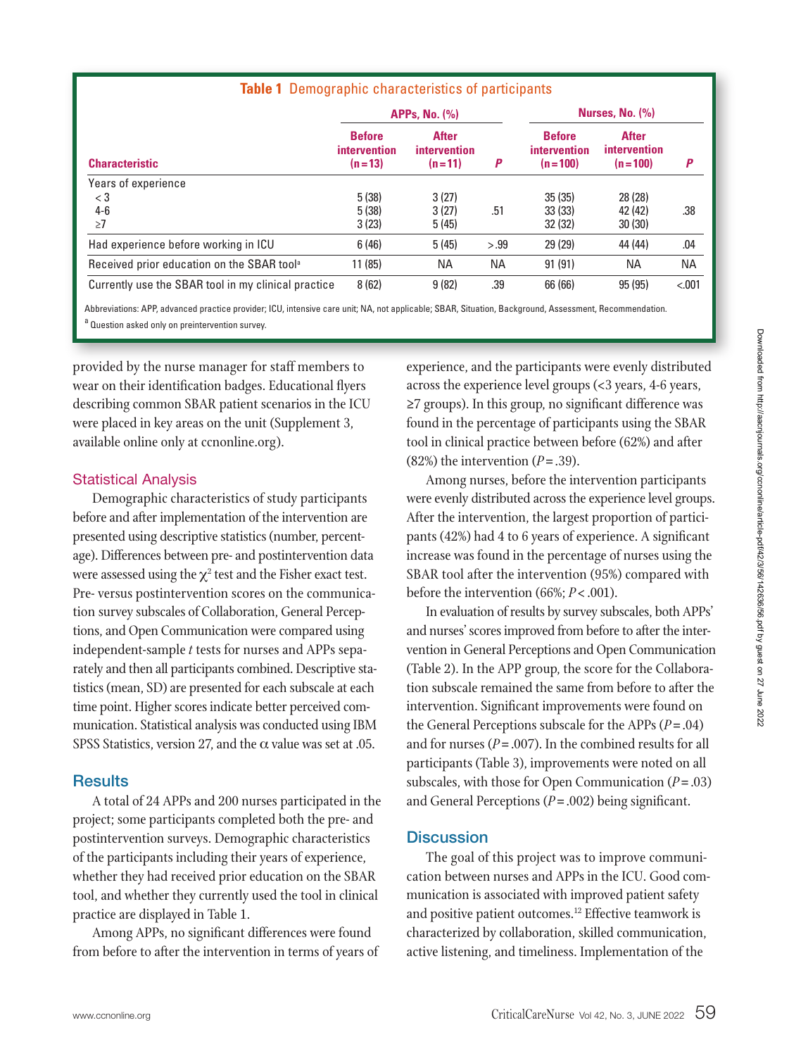**Table 1** Demographic characteristics of participants

| Characteristic | APPs, No. (%) | | | Nurses, No. (%) | | |
|---|---|---|---|---|---|---|
| | Before intervention (n = 13) | After intervention (n = 11) | *P* | Before intervention (n = 100) | After intervention (n = 100) | *P* |
| Years of experience | | | | | | |
| < 3 | 5 (38) | 3 (27) | | 35 (35) | 28 (28) | |
| 4-6 | 5 (38) | 3 (27) | .51 | 33 (33) | 42 (42) | .38 |
| ≥7 | 3 (23) | 5 (45) | | 32 (32) | 30 (30) | |
| Had experience before working in ICU | 6 (46) | 5 (45) | > .99 | 29 (29) | 44 (44) | .04 |
| Received prior education on the SBAR tool[a] | 11 (85) | NA | NA | 91 (91) | NA | NA |
| Currently use the SBAR tool in my clinical practice | 8 (62) | 9 (82) | .39 | 66 (66) | 95 (95) | <.001 |

Abbreviations: APP, advanced practice provider; ICU, intensive care unit; NA, not applicable; SBAR, Situation, Background, Assessment, Recommendation.
[a] Question asked only on preintervention survey.

provided by the nurse manager for staff members to wear on their identification badges. Educational flyers describing common SBAR patient scenarios in the ICU were placed in key areas on the unit (Supplement 3, available online only at ccnonline.org).

## Statistical Analysis

Demographic characteristics of study participants before and after implementation of the intervention are presented using descriptive statistics (number, percentage). Differences between pre- and postintervention data were assessed using the $\chi^2$ test and the Fisher exact test. Pre- versus postintervention scores on the communication survey subscales of Collaboration, General Perceptions, and Open Communication were compared using independent-sample *t* tests for nurses and APPs separately and then all participants combined. Descriptive statistics (mean, SD) are presented for each subscale at each time point. Higher scores indicate better perceived communication. Statistical analysis was conducted using IBM SPSS Statistics, version 27, and the $\alpha$ value was set at .05.

## Results

A total of 24 APPs and 200 nurses participated in the project; some participants completed both the pre- and postintervention surveys. Demographic characteristics of the participants including their years of experience, whether they had received prior education on the SBAR tool, and whether they currently used the tool in clinical practice are displayed in Table 1.

Among APPs, no significant differences were found from before to after the intervention in terms of years of experience, and the participants were evenly distributed across the experience level groups (<3 years, 4-6 years, ≥7 groups). In this group, no significant difference was found in the percentage of participants using the SBAR tool in clinical practice between before (62%) and after (82%) the intervention ($P = .39$).

Among nurses, before the intervention participants were evenly distributed across the experience level groups. After the intervention, the largest proportion of participants (42%) had 4 to 6 years of experience. A significant increase was found in the percentage of nurses using the SBAR tool after the intervention (95%) compared with before the intervention (66%; $P < .001$).

In evaluation of results by survey subscales, both APPs' and nurses' scores improved from before to after the intervention in General Perceptions and Open Communication (Table 2). In the APP group, the score for the Collaboration subscale remained the same from before to after the intervention. Significant improvements were found on the General Perceptions subscale for the APPs ($P = .04$) and for nurses ($P = .007$). In the combined results for all participants (Table 3), improvements were noted on all subscales, with those for Open Communication ($P = .03$) and General Perceptions ($P = .002$) being significant.

## Discussion

The goal of this project was to improve communication between nurses and APPs in the ICU. Good communication is associated with improved patient safety and positive patient outcomes.[12] Effective teamwork is characterized by collaboration, skilled communication, active listening, and timeliness. Implementation of the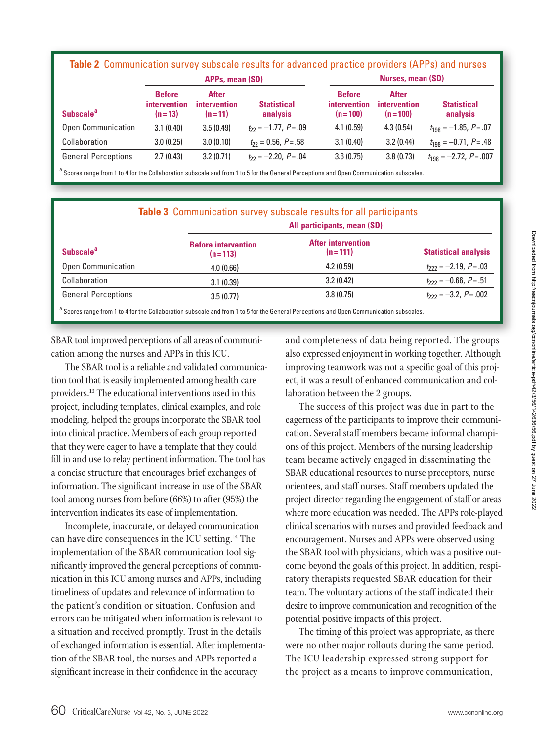**Table 2** Communication survey subscale results for advanced practice providers (APPs) and nurses

| Subscale[a] | APPs, mean (SD) | | | Nurses, mean (SD) | | |
|---|---|---|---|---|---|---|
| | Before intervention (n=13) | After intervention (n=11) | Statistical analysis | Before intervention (n=100) | After intervention (n=100) | Statistical analysis |
| Open Communication | 3.1 (0.40) | 3.5 (0.49) | $t_{22} = -1.77$, $P = .09$ | 4.1 (0.59) | 4.3 (0.54) | $t_{198} = -1.85$, $P = .07$ |
| Collaboration | 3.0 (0.25) | 3.0 (0.10) | $t_{22} = 0.56$, $P = .58$ | 3.1 (0.40) | 3.2 (0.44) | $t_{198} = -0.71$, $P = .48$ |
| General Perceptions | 2.7 (0.43) | 3.2 (0.71) | $t_{22} = -2.20$, $P = .04$ | 3.6 (0.75) | 3.8 (0.73) | $t_{198} = -2.72$, $P = .007$ |

[a] Scores range from 1 to 4 for the Collaboration subscale and from 1 to 5 for the General Perceptions and Open Communication subscales.

**Table 3** Communication survey subscale results for all participants

| Subscale[a] | All participants, mean (SD) | | |
|---|---|---|---|
| | Before intervention (n=113) | After intervention (n=111) | Statistical analysis |
| Open Communication | 4.0 (0.66) | 4.2 (0.59) | $t_{222} = -2.19$, $P = .03$ |
| Collaboration | 3.1 (0.39) | 3.2 (0.42) | $t_{222} = -0.66$, $P = .51$ |
| General Perceptions | 3.5 (0.77) | 3.8 (0.75) | $t_{222} = -3.2$, $P = .002$ |

[a] Scores range from 1 to 4 for the Collaboration subscale and from 1 to 5 for the General Perceptions and Open Communication subscales.

SBAR tool improved perceptions of all areas of communication among the nurses and APPs in this ICU.

The SBAR tool is a reliable and validated communication tool that is easily implemented among health care providers.[13] The educational interventions used in this project, including templates, clinical examples, and role modeling, helped the groups incorporate the SBAR tool into clinical practice. Members of each group reported that they were eager to have a template that they could fill in and use to relay pertinent information. The tool has a concise structure that encourages brief exchanges of information. The significant increase in use of the SBAR tool among nurses from before (66%) to after (95%) the intervention indicates its ease of implementation.

Incomplete, inaccurate, or delayed communication can have dire consequences in the ICU setting.[14] The implementation of the SBAR communication tool significantly improved the general perceptions of communication in this ICU among nurses and APPs, including timeliness of updates and relevance of information to the patient's condition or situation. Confusion and errors can be mitigated when information is relevant to a situation and received promptly. Trust in the details of exchanged information is essential. After implementation of the SBAR tool, the nurses and APPs reported a significant increase in their confidence in the accuracy and completeness of data being reported. The groups also expressed enjoyment in working together. Although improving teamwork was not a specific goal of this project, it was a result of enhanced communication and collaboration between the 2 groups.

The success of this project was due in part to the eagerness of the participants to improve their communication. Several staff members became informal champions of this project. Members of the nursing leadership team became actively engaged in disseminating the SBAR educational resources to nurse preceptors, nurse orientees, and staff nurses. Staff members updated the project director regarding the engagement of staff or areas where more education was needed. The APPs role-played clinical scenarios with nurses and provided feedback and encouragement. Nurses and APPs were observed using the SBAR tool with physicians, which was a positive outcome beyond the goals of this project. In addition, respiratory therapists requested SBAR education for their team. The voluntary actions of the staff indicated their desire to improve communication and recognition of the potential positive impacts of this project.

The timing of this project was appropriate, as there were no other major rollouts during the same period. The ICU leadership expressed strong support for the project as a means to improve communication,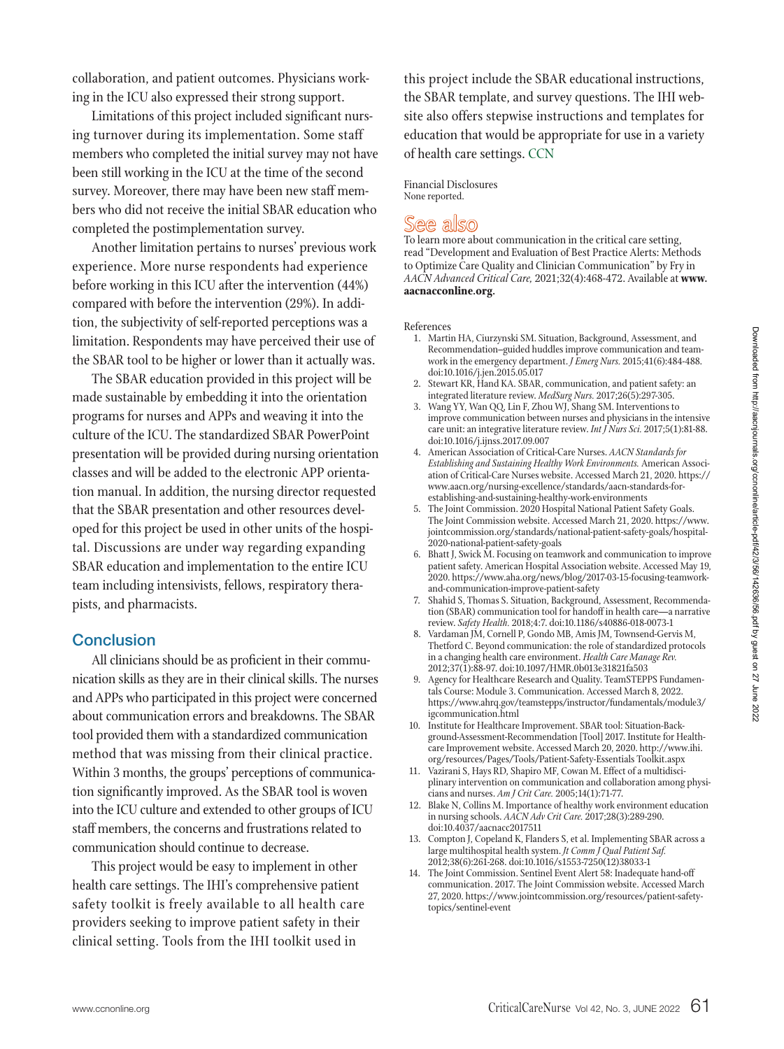collaboration, and patient outcomes. Physicians working in the ICU also expressed their strong support.

Limitations of this project included significant nursing turnover during its implementation. Some staff members who completed the initial survey may not have been still working in the ICU at the time of the second survey. Moreover, there may have been new staff members who did not receive the initial SBAR education who completed the postimplementation survey.

Another limitation pertains to nurses' previous work experience. More nurse respondents had experience before working in this ICU after the intervention (44%) compared with before the intervention (29%). In addition, the subjectivity of self-reported perceptions was a limitation. Respondents may have perceived their use of the SBAR tool to be higher or lower than it actually was.

The SBAR education provided in this project will be made sustainable by embedding it into the orientation programs for nurses and APPs and weaving it into the culture of the ICU. The standardized SBAR PowerPoint presentation will be provided during nursing orientation classes and will be added to the electronic APP orientation manual. In addition, the nursing director requested that the SBAR presentation and other resources developed for this project be used in other units of the hospital. Discussions are under way regarding expanding SBAR education and implementation to the entire ICU team including intensivists, fellows, respiratory therapists, and pharmacists.

## Conclusion

All clinicians should be as proficient in their communication skills as they are in their clinical skills. The nurses and APPs who participated in this project were concerned about communication errors and breakdowns. The SBAR tool provided them with a standardized communication method that was missing from their clinical practice. Within 3 months, the groups' perceptions of communication significantly improved. As the SBAR tool is woven into the ICU culture and extended to other groups of ICU staff members, the concerns and frustrations related to communication should continue to decrease.

This project would be easy to implement in other health care settings. The IHI's comprehensive patient safety toolkit is freely available to all health care providers seeking to improve patient safety in their clinical setting. Tools from the IHI toolkit used in this project include the SBAR educational instructions, the SBAR template, and survey questions. The IHI website also offers stepwise instructions and templates for education that would be appropriate for use in a variety of health care settings. CCN

Financial Disclosures
None reported.

## See also

To learn more about communication in the critical care setting, read "Development and Evaluation of Best Practice Alerts: Methods to Optimize Care Quality and Clinician Communication" by Fry in *AACN Advanced Critical Care,* 2021;32(4):468-472. Available at **www.aacnacconline.org**.

References

1. Martin HA, Ciurzynski SM. Situation, Background, Assessment, and Recommendation–guided huddles improve communication and teamwork in the emergency department. *J Emerg Nurs.* 2015;41(6):484-488. doi:10.1016/j.jen.2015.05.017
2. Stewart KR, Hand KA. SBAR, communication, and patient safety: an integrated literature review. *MedSurg Nurs.* 2017;26(5):297-305.
3. Wang YY, Wan QQ, Lin F, Zhou WJ, Shang SM. Interventions to improve communication between nurses and physicians in the intensive care unit: an integrative literature review. *Int J Nurs Sci.* 2017;5(1):81-88. doi:10.1016/j.ijnss.2017.09.007
4. American Association of Critical-Care Nurses. *AACN Standards for Establishing and Sustaining Healthy Work Environments.* American Association of Critical-Care Nurses website. Accessed March 21, 2020. https://www.aacn.org/nursing-excellence/standards/aacn-standards-for-establishing-and-sustaining-healthy-work-environments
5. The Joint Commission. 2020 Hospital National Patient Safety Goals. The Joint Commission website. Accessed March 21, 2020. https://www.jointcommission.org/standards/national-patient-safety-goals/hospital-2020-national-patient-safety-goals
6. Bhatt J, Swick M. Focusing on teamwork and communication to improve patient safety. American Hospital Association website. Accessed May 19, 2020. https://www.aha.org/news/blog/2017-03-15-focusing-teamwork-and-communication-improve-patient-safety
7. Shahid S, Thomas S. Situation, Background, Assessment, Recommendation (SBAR) communication tool for handoff in health care—a narrative review. *Safety Health.* 2018;4:7. doi:10.1186/s40886-018-0073-1
8. Vardaman JM, Cornell P, Gondo MB, Amis JM, Townsend-Gervis M, Thetford C. Beyond communication: the role of standardized protocols in a changing health care environment. *Health Care Manage Rev.* 2012;37(1):88-97. doi:10.1097/HMR.0b013e31821fa503
9. Agency for Healthcare Research and Quality. TeamSTEPPS Fundamentals Course: Module 3. Communication. Accessed March 8, 2022. https://www.ahrq.gov/teamstepps/instructor/fundamentals/module3/igcommunication.html
10. Institute for Healthcare Improvement. SBAR tool: Situation-Background-Assessment-Recommendation [Tool] 2017. Institute for Healthcare Improvement website. Accessed March 20, 2020. http://www.ihi.org/resources/Pages/Tools/Patient-Safety-Essentials Toolkit.aspx
11. Vazirani S, Hays RD, Shapiro MF, Cowan M. Effect of a multidisciplinary intervention on communication and collaboration among physicians and nurses. *Am J Crit Care.* 2005;14(1):71-77.
12. Blake N, Collins M. Importance of healthy work environment education in nursing schools. *AACN Adv Crit Care.* 2017;28(3):289-290. doi:10.4037/aacnacc2017511
13. Compton J, Copeland K, Flanders S, et al. Implementing SBAR across a large multihospital health system. *Jt Comm J Qual Patient Saf.* 2012;38(6):261-268. doi:10.1016/s1553-7250(12)38033-1
14. The Joint Commission. Sentinel Event Alert 58: Inadequate hand-off communication. 2017. The Joint Commission website. Accessed March 27, 2020. https://www.jointcommission.org/resources/patient-safety-topics/sentinel-event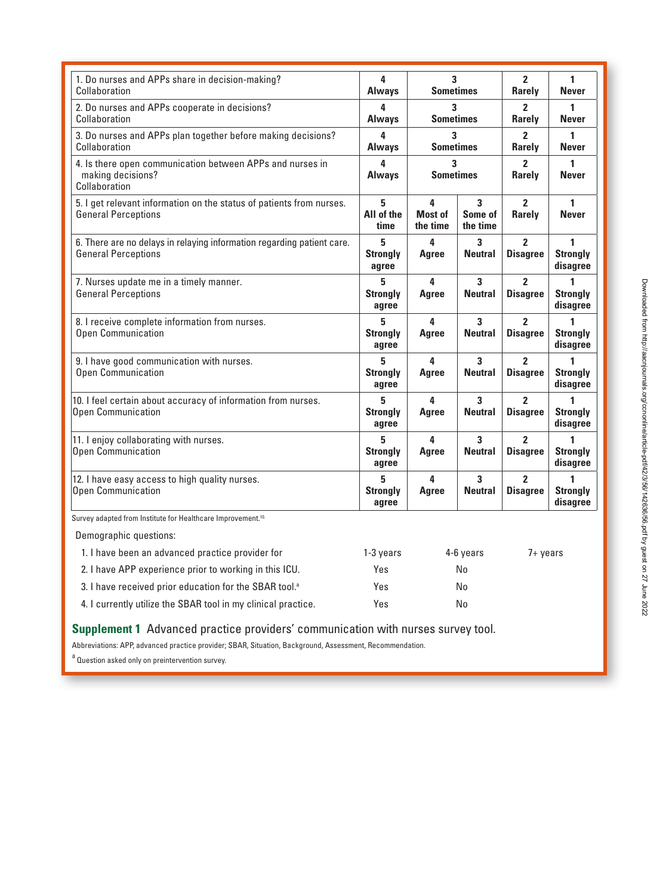| Item | | | | | |
|---|---|---|---|---|---|
| 1. Do nurses and APPs share in decision-making? Collaboration | **4 Always** | **3 Sometimes** | | **2 Rarely** | **1 Never** |
| 2. Do nurses and APPs cooperate in decisions? Collaboration | **4 Always** | **3 Sometimes** | | **2 Rarely** | **1 Never** |
| 3. Do nurses and APPs plan together before making decisions? Collaboration | **4 Always** | **3 Sometimes** | | **2 Rarely** | **1 Never** |
| 4. Is there open communication between APPs and nurses in making decisions? Collaboration | **4 Always** | **3 Sometimes** | | **2 Rarely** | **1 Never** |
| 5. I get relevant information on the status of patients from nurses. General Perceptions | **5 All of the time** | **4 Most of the time** | **3 Some of the time** | **2 Rarely** | **1 Never** |
| 6. There are no delays in relaying information regarding patient care. General Perceptions | **5 Strongly agree** | **4 Agree** | **3 Neutral** | **2 Disagree** | **1 Strongly disagree** |
| 7. Nurses update me in a timely manner. General Perceptions | **5 Strongly agree** | **4 Agree** | **3 Neutral** | **2 Disagree** | **1 Strongly disagree** |
| 8. I receive complete information from nurses. Open Communication | **5 Strongly agree** | **4 Agree** | **3 Neutral** | **2 Disagree** | **1 Strongly disagree** |
| 9. I have good communication with nurses. Open Communication | **5 Strongly agree** | **4 Agree** | **3 Neutral** | **2 Disagree** | **1 Strongly disagree** |
| 10. I feel certain about accuracy of information from nurses. Open Communication | **5 Strongly agree** | **4 Agree** | **3 Neutral** | **2 Disagree** | **1 Strongly disagree** |
| 11. I enjoy collaborating with nurses. Open Communication | **5 Strongly agree** | **4 Agree** | **3 Neutral** | **2 Disagree** | **1 Strongly disagree** |
| 12. I have easy access to high quality nurses. Open Communication | **5 Strongly agree** | **4 Agree** | **3 Neutral** | **2 Disagree** | **1 Strongly disagree** |

Survey adapted from Institute for Healthcare Improvement.[10]

Demographic questions:

| Question | | | |
|---|---|---|---|
| 1. I have been an advanced practice provider for | 1-3 years | 4-6 years | 7+ years |
| 2. I have APP experience prior to working in this ICU. | Yes | No | |
| 3. I have received prior education for the SBAR tool.[a] | Yes | No | |
| 4. I currently utilize the SBAR tool in my clinical practice. | Yes | No | |

**Supplement 1** Advanced practice providers' communication with nurses survey tool.

Abbreviations: APP, advanced practice provider; SBAR, Situation, Background, Assessment, Recommendation.

[a] Question asked only on preintervention survey.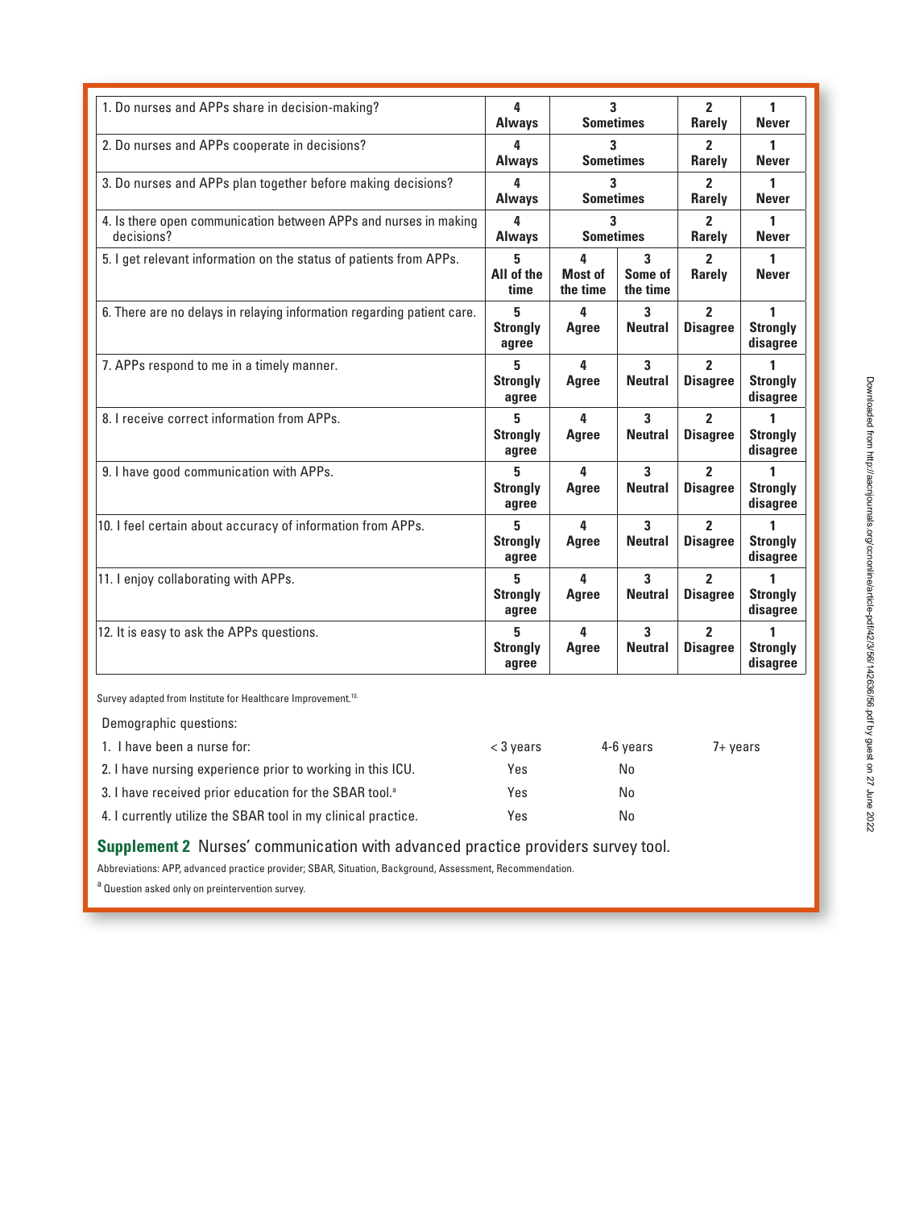| Question | | | | | |
|---|---|---|---|---|---|
| 1. Do nurses and APPs share in decision-making? | **4 Always** | **3 Sometimes** | | **2 Rarely** | **1 Never** |
| 2. Do nurses and APPs cooperate in decisions? | **4 Always** | **3 Sometimes** | | **2 Rarely** | **1 Never** |
| 3. Do nurses and APPs plan together before making decisions? | **4 Always** | **3 Sometimes** | | **2 Rarely** | **1 Never** |
| 4. Is there open communication between APPs and nurses in making decisions? | **4 Always** | **3 Sometimes** | | **2 Rarely** | **1 Never** |
| 5. I get relevant information on the status of patients from APPs. | **5 All of the time** | **4 Most of the time** | **3 Some of the time** | **2 Rarely** | **1 Never** |
| 6. There are no delays in relaying information regarding patient care. | **5 Strongly agree** | **4 Agree** | **3 Neutral** | **2 Disagree** | **1 Strongly disagree** |
| 7. APPs respond to me in a timely manner. | **5 Strongly agree** | **4 Agree** | **3 Neutral** | **2 Disagree** | **1 Strongly disagree** |
| 8. I receive correct information from APPs. | **5 Strongly agree** | **4 Agree** | **3 Neutral** | **2 Disagree** | **1 Strongly disagree** |
| 9. I have good communication with APPs. | **5 Strongly agree** | **4 Agree** | **3 Neutral** | **2 Disagree** | **1 Strongly disagree** |
| 10. I feel certain about accuracy of information from APPs. | **5 Strongly agree** | **4 Agree** | **3 Neutral** | **2 Disagree** | **1 Strongly disagree** |
| 11. I enjoy collaborating with APPs. | **5 Strongly agree** | **4 Agree** | **3 Neutral** | **2 Disagree** | **1 Strongly disagree** |
| 12. It is easy to ask the APPs questions. | **5 Strongly agree** | **4 Agree** | **3 Neutral** | **2 Disagree** | **1 Strongly disagree** |

Survey adapted from Institute for Healthcare Improvement.[10]

Demographic questions:

| | | | |
|---|---|---|---|
| 1. I have been a nurse for: | < 3 years | 4-6 years | 7+ years |
| 2. I have nursing experience prior to working in this ICU. | Yes | No | |
| 3. I have received prior education for the SBAR tool.[a] | Yes | No | |
| 4. I currently utilize the SBAR tool in my clinical practice. | Yes | No | |

**Supplement 2** Nurses' communication with advanced practice providers survey tool.

Abbreviations: APP, advanced practice provider; SBAR, Situation, Background, Assessment, Recommendation.

[a] Question asked only on preintervention survey.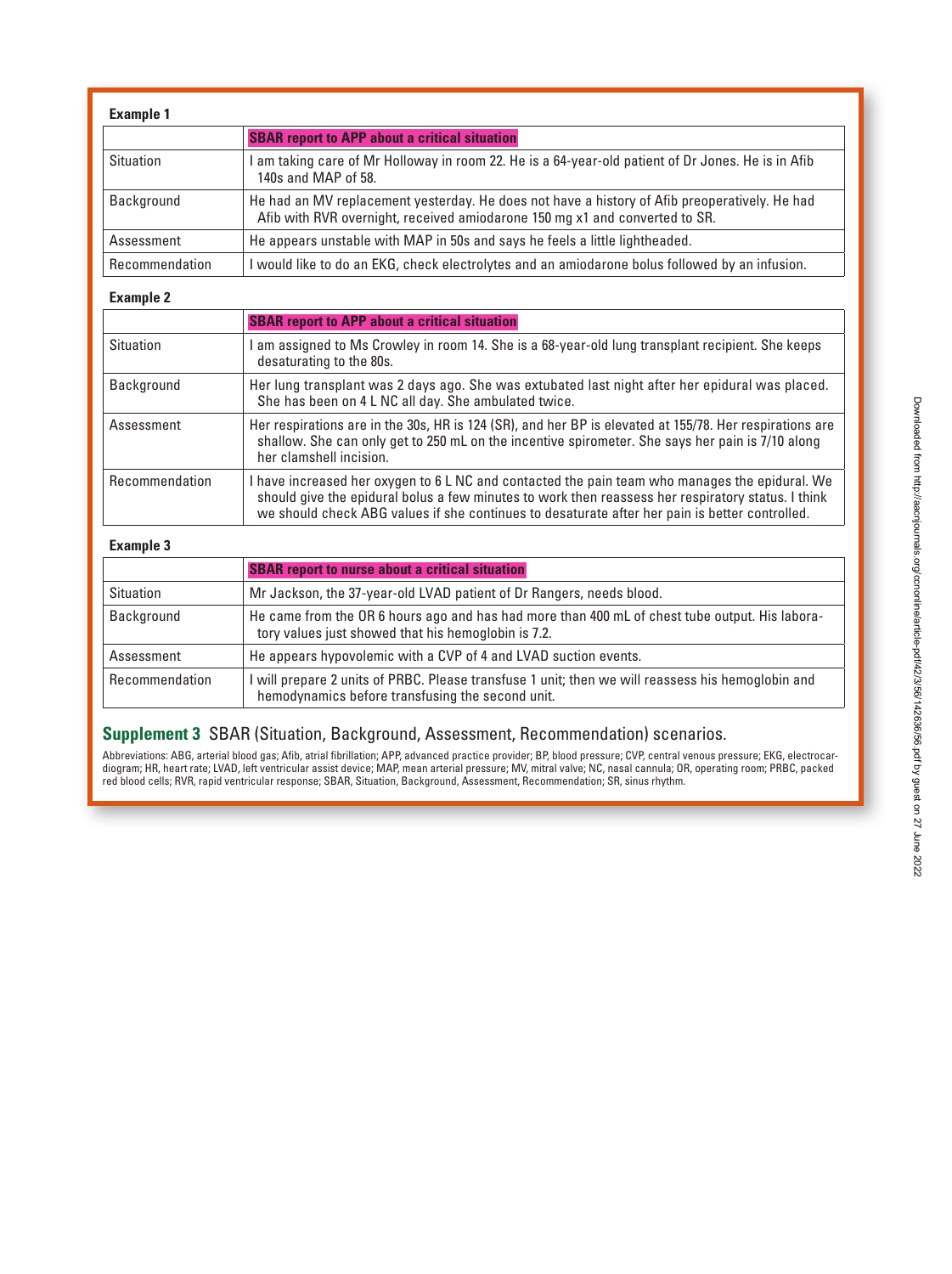**Example 1**

| | SBAR report to APP about a critical situation |
|---|---|
| Situation | I am taking care of Mr Holloway in room 22. He is a 64-year-old patient of Dr Jones. He is in Afib 140s and MAP of 58. |
| Background | He had an MV replacement yesterday. He does not have a history of Afib preoperatively. He had Afib with RVR overnight, received amiodarone 150 mg x1 and converted to SR. |
| Assessment | He appears unstable with MAP in 50s and says he feels a little lightheaded. |
| Recommendation | I would like to do an EKG, check electrolytes and an amiodarone bolus followed by an infusion. |

**Example 2**

| | SBAR report to APP about a critical situation |
|---|---|
| Situation | I am assigned to Ms Crowley in room 14. She is a 68-year-old lung transplant recipient. She keeps desaturating to the 80s. |
| Background | Her lung transplant was 2 days ago. She was extubated last night after her epidural was placed. She has been on 4 L NC all day. She ambulated twice. |
| Assessment | Her respirations are in the 30s, HR is 124 (SR), and her BP is elevated at 155/78. Her respirations are shallow. She can only get to 250 mL on the incentive spirometer. She says her pain is 7/10 along her clamshell incision. |
| Recommendation | I have increased her oxygen to 6 L NC and contacted the pain team who manages the epidural. We should give the epidural bolus a few minutes to work then reassess her respiratory status. I think we should check ABG values if she continues to desaturate after her pain is better controlled. |

**Example 3**

| | SBAR report to nurse about a critical situation |
|---|---|
| Situation | Mr Jackson, the 37-year-old LVAD patient of Dr Rangers, needs blood. |
| Background | He came from the OR 6 hours ago and has had more than 400 mL of chest tube output. His laboratory values just showed that his hemoglobin is 7.2. |
| Assessment | He appears hypovolemic with a CVP of 4 and LVAD suction events. |
| Recommendation | I will prepare 2 units of PRBC. Please transfuse 1 unit; then we will reassess his hemoglobin and hemodynamics before transfusing the second unit. |

**Supplement 3** SBAR (Situation, Background, Assessment, Recommendation) scenarios.

Abbreviations: ABG, arterial blood gas; Afib, atrial fibrillation; APP, advanced practice provider; BP, blood pressure; CVP, central venous pressure; EKG, electrocardiogram; HR, heart rate; LVAD, left ventricular assist device; MAP, mean arterial pressure; MV, mitral valve; NC, nasal cannula; OR, operating room; PRBC, packed red blood cells; RVR, rapid ventricular response; SBAR, Situation, Background, Assessment, Recommendation; SR, sinus rhythm.